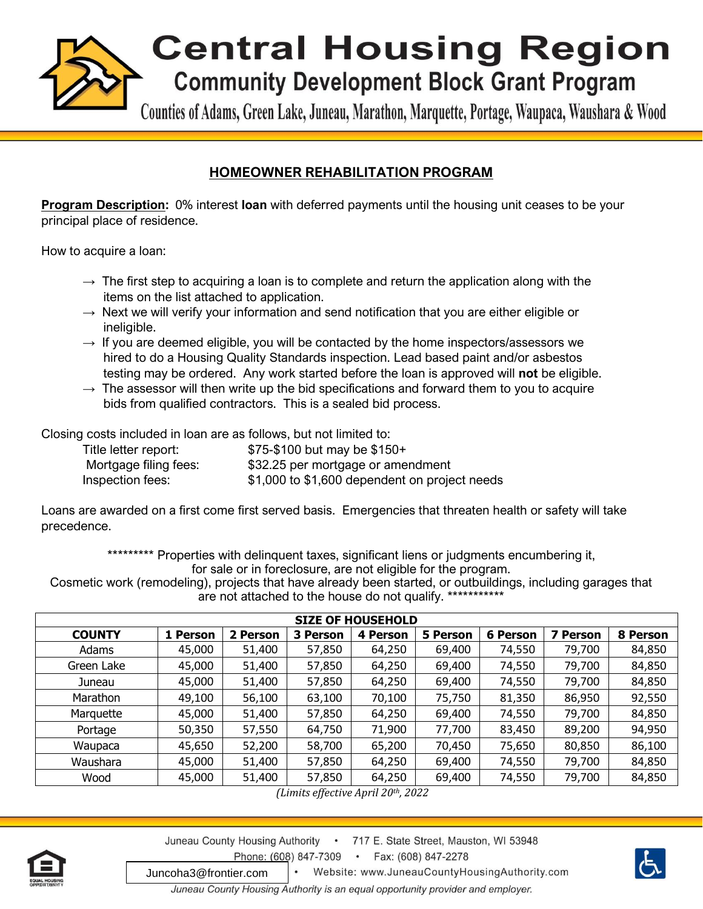# Central Housing Region

## Community Development Block Grant Program

Counties of Adams, Green Lake, Juneau, Marathon, Marquette, Portage, Waupaca, Waushara & Wood

## HOMEOWNER REHABILITATION PROGRAM

**Program Description:** 0% interest **loan** with deferred payments until the housing unit ceases to be your principal place of residence.

How to acquire a loan:

- → The first step to acquiring a loan is to complete and return the application along with the items on the list attached to application.
- → Next we will verify your information and send notification that you are either eligible or ineligible.
- → If you are deemed eligible, you will be contacted by the home inspectors/assessors we hired to do a Housing Quality Standards inspection. Lead based paint and/or asbestos testing may be ordered. Any work started before the loan is approved will **not** be eligible.
- → The assessor will then write up the bid specifications and forward them to you to acquire bids from qualified contractors. This is a sealed bid process.

Closing costs included in loan are as follows, but not limited to:

| | |
|---|---|
| Title letter report: | $75-$100 but may be $150+ |
| Mortgage filing fees: | $32.25 per mortgage or amendment |
| Inspection fees: | $1,000 to $1,600 dependent on project needs |

Loans are awarded on a first come first served basis. Emergencies that threaten health or safety will take precedence.

********* Properties with delinquent taxes, significant liens or judgments encumbering it, for sale or in foreclosure, are not eligible for the program. Cosmetic work (remodeling), projects that have already been started, or outbuildings, including garages that are not attached to the house do not qualify. ************

| | SIZE OF HOUSEHOLD | | | | | | | |
|---|---|---|---|---|---|---|---|---|
| **COUNTY** | **1 Person** | **2 Person** | **3 Person** | **4 Person** | **5 Person** | **6 Person** | **7 Person** | **8 Person** |
| Adams | 45,000 | 51,400 | 57,850 | 64,250 | 69,400 | 74,550 | 79,700 | 84,850 |
| Green Lake | 45,000 | 51,400 | 57,850 | 64,250 | 69,400 | 74,550 | 79,700 | 84,850 |
| Juneau | 45,000 | 51,400 | 57,850 | 64,250 | 69,400 | 74,550 | 79,700 | 84,850 |
| Marathon | 49,100 | 56,100 | 63,100 | 70,100 | 75,750 | 81,350 | 86,950 | 92,550 |
| Marquette | 45,000 | 51,400 | 57,850 | 64,250 | 69,400 | 74,550 | 79,700 | 84,850 |
| Portage | 50,350 | 57,550 | 64,750 | 71,900 | 77,700 | 83,450 | 89,200 | 94,950 |
| Waupaca | 45,650 | 52,200 | 58,700 | 65,200 | 70,450 | 75,650 | 80,850 | 86,100 |
| Waushara | 45,000 | 51,400 | 57,850 | 64,250 | 69,400 | 74,550 | 79,700 | 84,850 |
| Wood | 45,000 | 51,400 | 57,850 | 64,250 | 69,400 | 74,550 | 79,700 | 84,850 |

*(Limits effective April 20th, 2022)*

Juneau County Housing Authority • 717 E. State Street, Mauston, WI 53948
Phone: (608) 847-7309 • Fax: (608) 847-2278
Juncoha3@frontier.com • Website: www.JuneauCountyHousingAuthority.com

*Juneau County Housing Authority is an equal opportunity provider and employer.*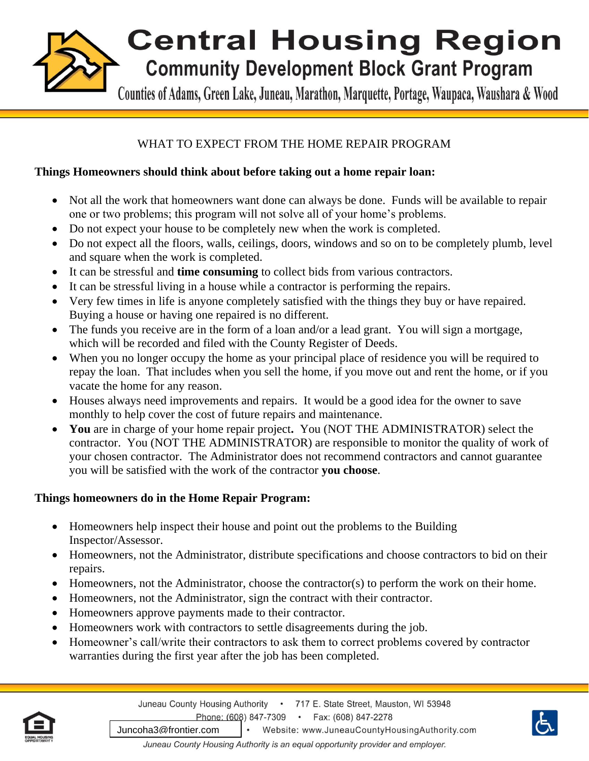# Central Housing Region

## Community Development Block Grant Program

Counties of Adams, Green Lake, Juneau, Marathon, Marquette, Portage, Waupaca, Waushara & Wood

WHAT TO EXPECT FROM THE HOME REPAIR PROGRAM

**Things Homeowners should think about before taking out a home repair loan:**

- Not all the work that homeowners want done can always be done. Funds will be available to repair one or two problems; this program will not solve all of your home's problems.
- Do not expect your house to be completely new when the work is completed.
- Do not expect all the floors, walls, ceilings, doors, windows and so on to be completely plumb, level and square when the work is completed.
- It can be stressful and **time consuming** to collect bids from various contractors.
- It can be stressful living in a house while a contractor is performing the repairs.
- Very few times in life is anyone completely satisfied with the things they buy or have repaired. Buying a house or having one repaired is no different.
- The funds you receive are in the form of a loan and/or a lead grant. You will sign a mortgage, which will be recorded and filed with the County Register of Deeds.
- When you no longer occupy the home as your principal place of residence you will be required to repay the loan. That includes when you sell the home, if you move out and rent the home, or if you vacate the home for any reason.
- Houses always need improvements and repairs. It would be a good idea for the owner to save monthly to help cover the cost of future repairs and maintenance.
- **You** are in charge of your home repair project**.** You (NOT THE ADMINISTRATOR) select the contractor. You (NOT THE ADMINISTRATOR) are responsible to monitor the quality of work of your chosen contractor. The Administrator does not recommend contractors and cannot guarantee you will be satisfied with the work of the contractor **you choose**.

**Things homeowners do in the Home Repair Program:**

- Homeowners help inspect their house and point out the problems to the Building Inspector/Assessor.
- Homeowners, not the Administrator, distribute specifications and choose contractors to bid on their repairs.
- Homeowners, not the Administrator, choose the contractor(s) to perform the work on their home.
- Homeowners, not the Administrator, sign the contract with their contractor.
- Homeowners approve payments made to their contractor.
- Homeowners work with contractors to settle disagreements during the job.
- Homeowner's call/write their contractors to ask them to correct problems covered by contractor warranties during the first year after the job has been completed.

Juneau County Housing Authority • 717 E. State Street, Mauston, WI 53948
Phone: (608) 847-7309 • Fax: (608) 847-2278
Juncoha3@frontier.com • Website: www.JuneauCountyHousingAuthority.com
*Juneau County Housing Authority is an equal opportunity provider and employer.*